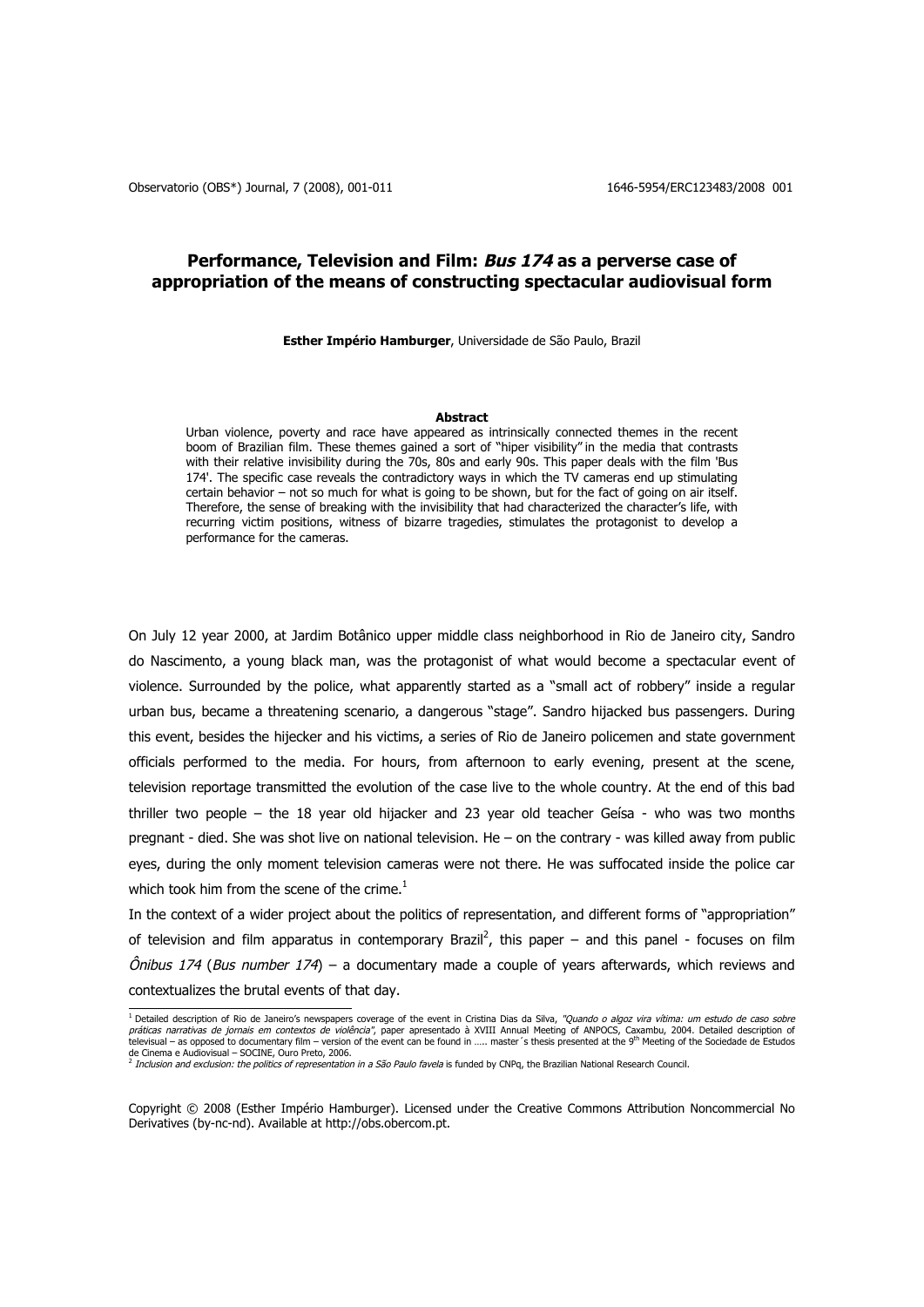# Performance, Television and Film: *Bus 174* as a perverse case of appropriation of the means of constructing spectacular audiovisual form

**Esther Império Hamburger**, Universidade de São Paulo, Brazil

### Abstract

Urban violence, poverty and race have appeared as intrinsically connected themes in the recent boom of Brazilian film. These themes gained a sort of "hiper visibility" in the media that contrasts with their relative invisibility during the 70s, 80s and early 90s. This paper deals with the film 'Bus 174'. The specific case reveals the contradictory ways in which the TV cameras end up stimulating certain behavior – not so much for what is going to be shown, but for the fact of going on air itself. Therefore, the sense of breaking with the invisibility that had characterized the character's life, with recurring victim positions, witness of bizarre tragedies, stimulates the protagonist to develop a performance for the cameras.

On July 12 year 2000, at Jardim Botânico upper middle class neighborhood in Rio de Janeiro city, Sandro do Nascimento, a young black man, was the protagonist of what would become a spectacular event of violence. Surrounded by the police, what apparently started as a "small act of robbery" inside a regular urban bus, became a threatening scenario, a dangerous "stage". Sandro hijacked bus passengers. During this event, besides the hijecker and his victims, a series of Rio de Janeiro policemen and state government officials performed to the media. For hours, from afternoon to early evening, present at the scene, television reportage transmitted the evolution of the case live to the whole country. At the end of this bad thriller two people – the 18 year old hijacker and 23 year old teacher Geísa - who was two months pregnant - died. She was shot live on national television. He – on the contrary - was killed away from public eyes, during the only moment television cameras were not there. He was suffocated inside the police car which took him from the scene of the crime.[1]

In the context of a wider project about the politics of representation, and different forms of "appropriation" of television and film apparatus in contemporary Brazil[2], this paper – and this panel - focuses on film *Ônibus 174* (*Bus number 174*) – a documentary made a couple of years afterwards, which reviews and contextualizes the brutal events of that day.

---

[1] Detailed description of Rio de Janeiro's newspapers coverage of the event in Cristina Dias da Silva, *"Quando o algoz vira vítima: um estudo de caso sobre práticas narrativas de jornais em contextos de violência"*, paper apresentado à XVIII Annual Meeting of ANPOCS, Caxambu, 2004. Detailed description of televisual – as opposed to documentary film – version of the event can be found in ….. master´s thesis presented at the 9th Meeting of the Sociedade de Estudos de Cinema e Audiovisual – SOCINE, Ouro Preto, 2006.

[2] *Inclusion and exclusion: the politics of representation in a São Paulo favela* is funded by CNPq, the Brazilian National Research Council.

Copyright © 2008 (Esther Império Hamburger). Licensed under the Creative Commons Attribution Noncommercial No Derivatives (by-nc-nd). Available at http://obs.obercom.pt.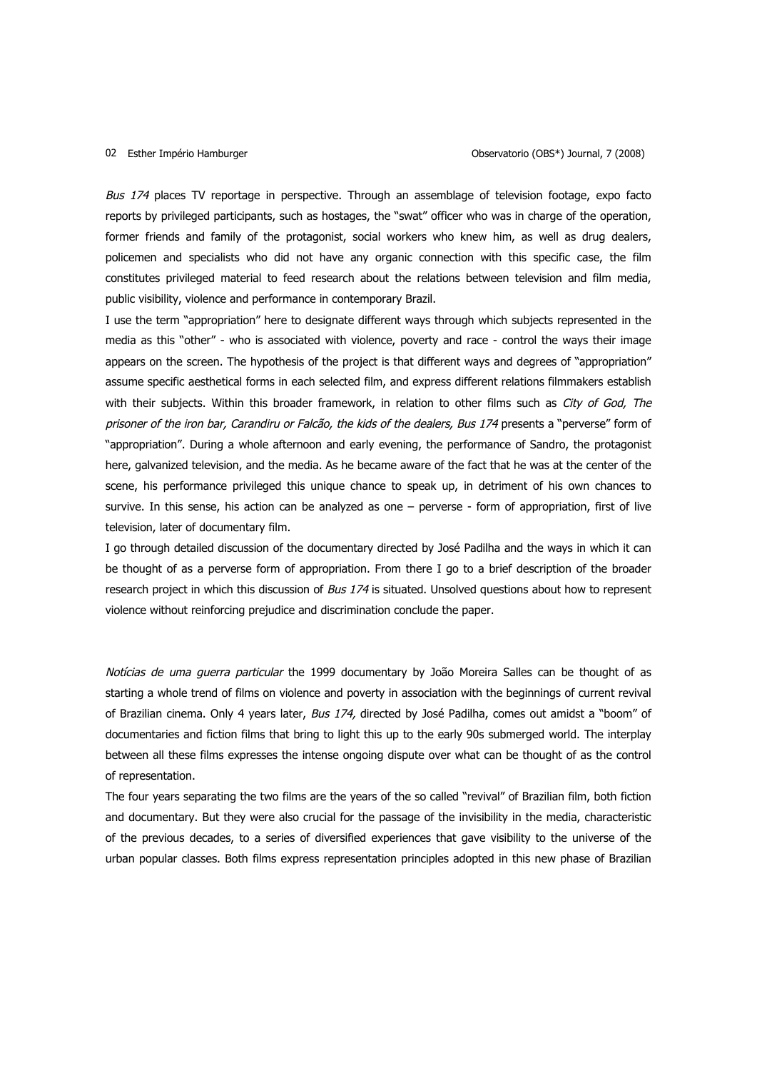*Bus 174* places TV reportage in perspective. Through an assemblage of television footage, expo facto reports by privileged participants, such as hostages, the "swat" officer who was in charge of the operation, former friends and family of the protagonist, social workers who knew him, as well as drug dealers, policemen and specialists who did not have any organic connection with this specific case, the film constitutes privileged material to feed research about the relations between television and film media, public visibility, violence and performance in contemporary Brazil.

I use the term "appropriation" here to designate different ways through which subjects represented in the media as this "other" - who is associated with violence, poverty and race - control the ways their image appears on the screen. The hypothesis of the project is that different ways and degrees of "appropriation" assume specific aesthetical forms in each selected film, and express different relations filmmakers establish with their subjects. Within this broader framework, in relation to other films such as *City of God, The prisoner of the iron bar, Carandiru or Falcão, the kids of the dealers, Bus 174* presents a "perverse" form of "appropriation". During a whole afternoon and early evening, the performance of Sandro, the protagonist here, galvanized television, and the media. As he became aware of the fact that he was at the center of the scene, his performance privileged this unique chance to speak up, in detriment of his own chances to survive. In this sense, his action can be analyzed as one – perverse - form of appropriation, first of live television, later of documentary film.

I go through detailed discussion of the documentary directed by José Padilha and the ways in which it can be thought of as a perverse form of appropriation. From there I go to a brief description of the broader research project in which this discussion of *Bus 174* is situated. Unsolved questions about how to represent violence without reinforcing prejudice and discrimination conclude the paper.

*Notícias de uma guerra particular* the 1999 documentary by João Moreira Salles can be thought of as starting a whole trend of films on violence and poverty in association with the beginnings of current revival of Brazilian cinema. Only 4 years later, *Bus 174,* directed by José Padilha, comes out amidst a "boom" of documentaries and fiction films that bring to light this up to the early 90s submerged world. The interplay between all these films expresses the intense ongoing dispute over what can be thought of as the control of representation.

The four years separating the two films are the years of the so called "revival" of Brazilian film, both fiction and documentary. But they were also crucial for the passage of the invisibility in the media, characteristic of the previous decades, to a series of diversified experiences that gave visibility to the universe of the urban popular classes. Both films express representation principles adopted in this new phase of Brazilian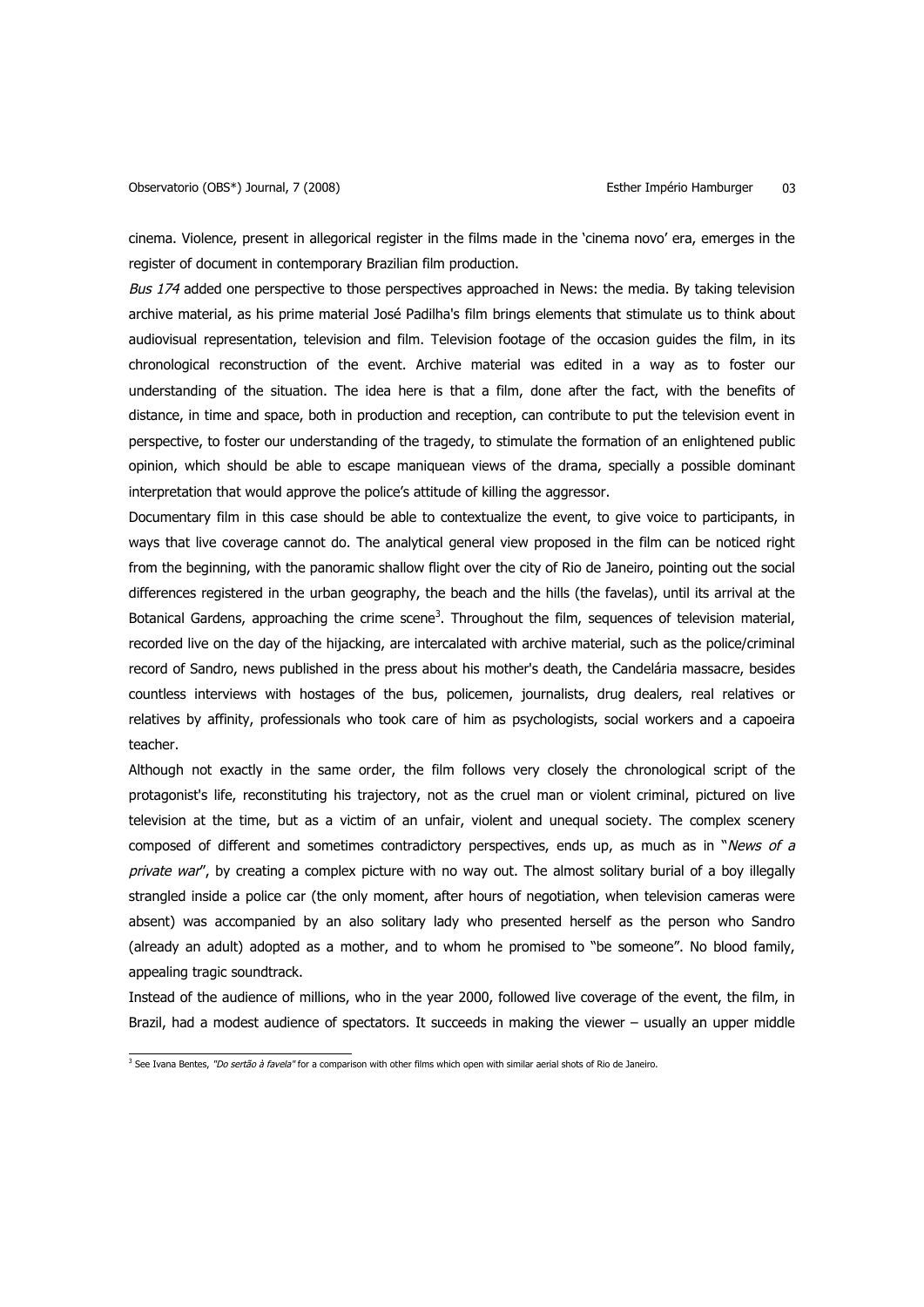cinema. Violence, present in allegorical register in the films made in the 'cinema novo' era, emerges in the register of document in contemporary Brazilian film production.

*Bus 174* added one perspective to those perspectives approached in News: the media. By taking television archive material, as his prime material José Padilha's film brings elements that stimulate us to think about audiovisual representation, television and film. Television footage of the occasion guides the film, in its chronological reconstruction of the event. Archive material was edited in a way as to foster our understanding of the situation. The idea here is that a film, done after the fact, with the benefits of distance, in time and space, both in production and reception, can contribute to put the television event in perspective, to foster our understanding of the tragedy, to stimulate the formation of an enlightened public opinion, which should be able to escape maniquean views of the drama, specially a possible dominant interpretation that would approve the police's attitude of killing the aggressor.

Documentary film in this case should be able to contextualize the event, to give voice to participants, in ways that live coverage cannot do. The analytical general view proposed in the film can be noticed right from the beginning, with the panoramic shallow flight over the city of Rio de Janeiro, pointing out the social differences registered in the urban geography, the beach and the hills (the favelas), until its arrival at the Botanical Gardens, approaching the crime scene[3]. Throughout the film, sequences of television material, recorded live on the day of the hijacking, are intercalated with archive material, such as the police/criminal record of Sandro, news published in the press about his mother's death, the Candelária massacre, besides countless interviews with hostages of the bus, policemen, journalists, drug dealers, real relatives or relatives by affinity, professionals who took care of him as psychologists, social workers and a capoeira teacher.

Although not exactly in the same order, the film follows very closely the chronological script of the protagonist's life, reconstituting his trajectory, not as the cruel man or violent criminal, pictured on live television at the time, but as a victim of an unfair, violent and unequal society. The complex scenery composed of different and sometimes contradictory perspectives, ends up, as much as in "*News of a private war*", by creating a complex picture with no way out. The almost solitary burial of a boy illegally strangled inside a police car (the only moment, after hours of negotiation, when television cameras were absent) was accompanied by an also solitary lady who presented herself as the person who Sandro (already an adult) adopted as a mother, and to whom he promised to "be someone". No blood family, appealing tragic soundtrack.

Instead of the audience of millions, who in the year 2000, followed live coverage of the event, the film, in Brazil, had a modest audience of spectators. It succeeds in making the viewer – usually an upper middle

---

[3] See Ivana Bentes, *"Do sertão à favela"* for a comparison with other films which open with similar aerial shots of Rio de Janeiro.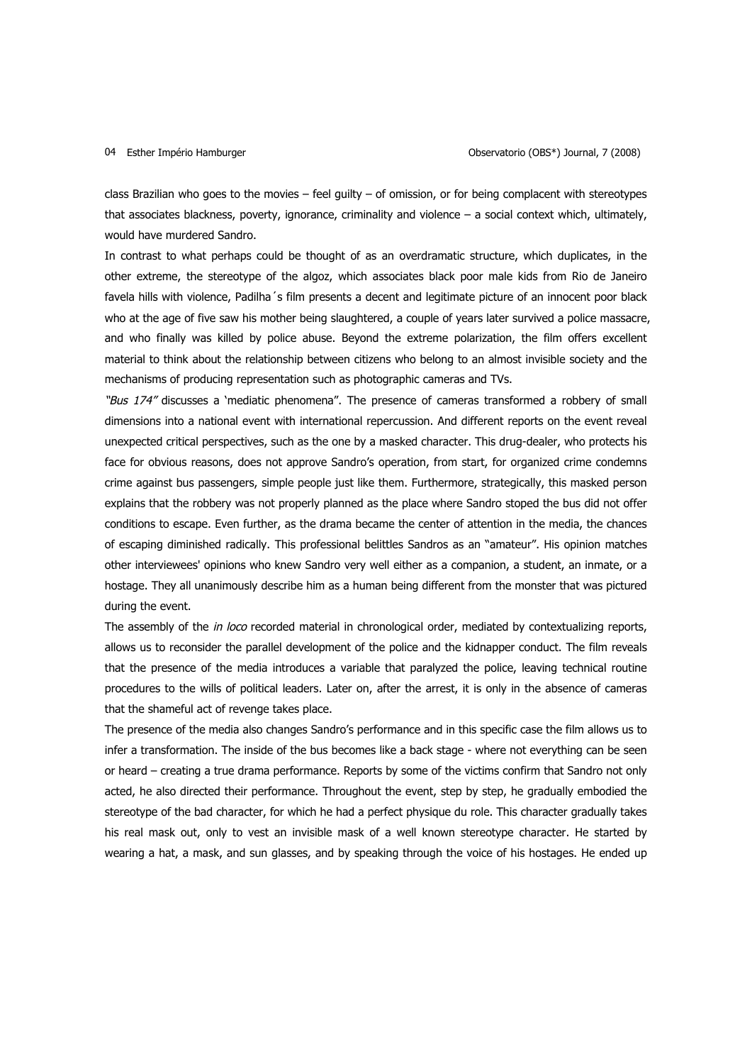class Brazilian who goes to the movies – feel guilty – of omission, or for being complacent with stereotypes that associates blackness, poverty, ignorance, criminality and violence – a social context which, ultimately, would have murdered Sandro.

In contrast to what perhaps could be thought of as an overdramatic structure, which duplicates, in the other extreme, the stereotype of the algoz, which associates black poor male kids from Rio de Janeiro favela hills with violence, Padilha´s film presents a decent and legitimate picture of an innocent poor black who at the age of five saw his mother being slaughtered, a couple of years later survived a police massacre, and who finally was killed by police abuse. Beyond the extreme polarization, the film offers excellent material to think about the relationship between citizens who belong to an almost invisible society and the mechanisms of producing representation such as photographic cameras and TVs.

*"Bus 174"* discusses a 'mediatic phenomena". The presence of cameras transformed a robbery of small dimensions into a national event with international repercussion. And different reports on the event reveal unexpected critical perspectives, such as the one by a masked character. This drug-dealer, who protects his face for obvious reasons, does not approve Sandro's operation, from start, for organized crime condemns crime against bus passengers, simple people just like them. Furthermore, strategically, this masked person explains that the robbery was not properly planned as the place where Sandro stoped the bus did not offer conditions to escape. Even further, as the drama became the center of attention in the media, the chances of escaping diminished radically. This professional belittles Sandros as an "amateur". His opinion matches other interviewees' opinions who knew Sandro very well either as a companion, a student, an inmate, or a hostage. They all unanimously describe him as a human being different from the monster that was pictured during the event.

The assembly of the *in loco* recorded material in chronological order, mediated by contextualizing reports, allows us to reconsider the parallel development of the police and the kidnapper conduct. The film reveals that the presence of the media introduces a variable that paralyzed the police, leaving technical routine procedures to the wills of political leaders. Later on, after the arrest, it is only in the absence of cameras that the shameful act of revenge takes place.

The presence of the media also changes Sandro's performance and in this specific case the film allows us to infer a transformation. The inside of the bus becomes like a back stage - where not everything can be seen or heard – creating a true drama performance. Reports by some of the victims confirm that Sandro not only acted, he also directed their performance. Throughout the event, step by step, he gradually embodied the stereotype of the bad character, for which he had a perfect physique du role. This character gradually takes his real mask out, only to vest an invisible mask of a well known stereotype character. He started by wearing a hat, a mask, and sun glasses, and by speaking through the voice of his hostages. He ended up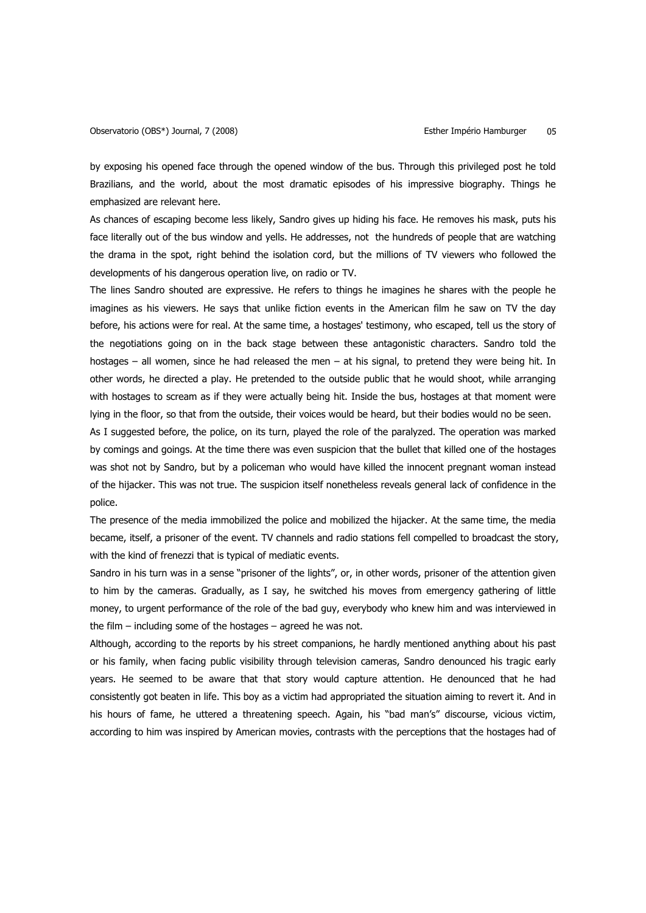by exposing his opened face through the opened window of the bus. Through this privileged post he told Brazilians, and the world, about the most dramatic episodes of his impressive biography. Things he emphasized are relevant here.

As chances of escaping become less likely, Sandro gives up hiding his face. He removes his mask, puts his face literally out of the bus window and yells. He addresses, not the hundreds of people that are watching the drama in the spot, right behind the isolation cord, but the millions of TV viewers who followed the developments of his dangerous operation live, on radio or TV.

The lines Sandro shouted are expressive. He refers to things he imagines he shares with the people he imagines as his viewers. He says that unlike fiction events in the American film he saw on TV the day before, his actions were for real. At the same time, a hostages' testimony, who escaped, tell us the story of the negotiations going on in the back stage between these antagonistic characters. Sandro told the hostages – all women, since he had released the men – at his signal, to pretend they were being hit. In other words, he directed a play. He pretended to the outside public that he would shoot, while arranging with hostages to scream as if they were actually being hit. Inside the bus, hostages at that moment were lying in the floor, so that from the outside, their voices would be heard, but their bodies would no be seen.

As I suggested before, the police, on its turn, played the role of the paralyzed. The operation was marked by comings and goings. At the time there was even suspicion that the bullet that killed one of the hostages was shot not by Sandro, but by a policeman who would have killed the innocent pregnant woman instead of the hijacker. This was not true. The suspicion itself nonetheless reveals general lack of confidence in the police.

The presence of the media immobilized the police and mobilized the hijacker. At the same time, the media became, itself, a prisoner of the event. TV channels and radio stations fell compelled to broadcast the story, with the kind of frenezzi that is typical of mediatic events.

Sandro in his turn was in a sense "prisoner of the lights", or, in other words, prisoner of the attention given to him by the cameras. Gradually, as I say, he switched his moves from emergency gathering of little money, to urgent performance of the role of the bad guy, everybody who knew him and was interviewed in the film – including some of the hostages – agreed he was not.

Although, according to the reports by his street companions, he hardly mentioned anything about his past or his family, when facing public visibility through television cameras, Sandro denounced his tragic early years. He seemed to be aware that that story would capture attention. He denounced that he had consistently got beaten in life. This boy as a victim had appropriated the situation aiming to revert it. And in his hours of fame, he uttered a threatening speech. Again, his "bad man's" discourse, vicious victim, according to him was inspired by American movies, contrasts with the perceptions that the hostages had of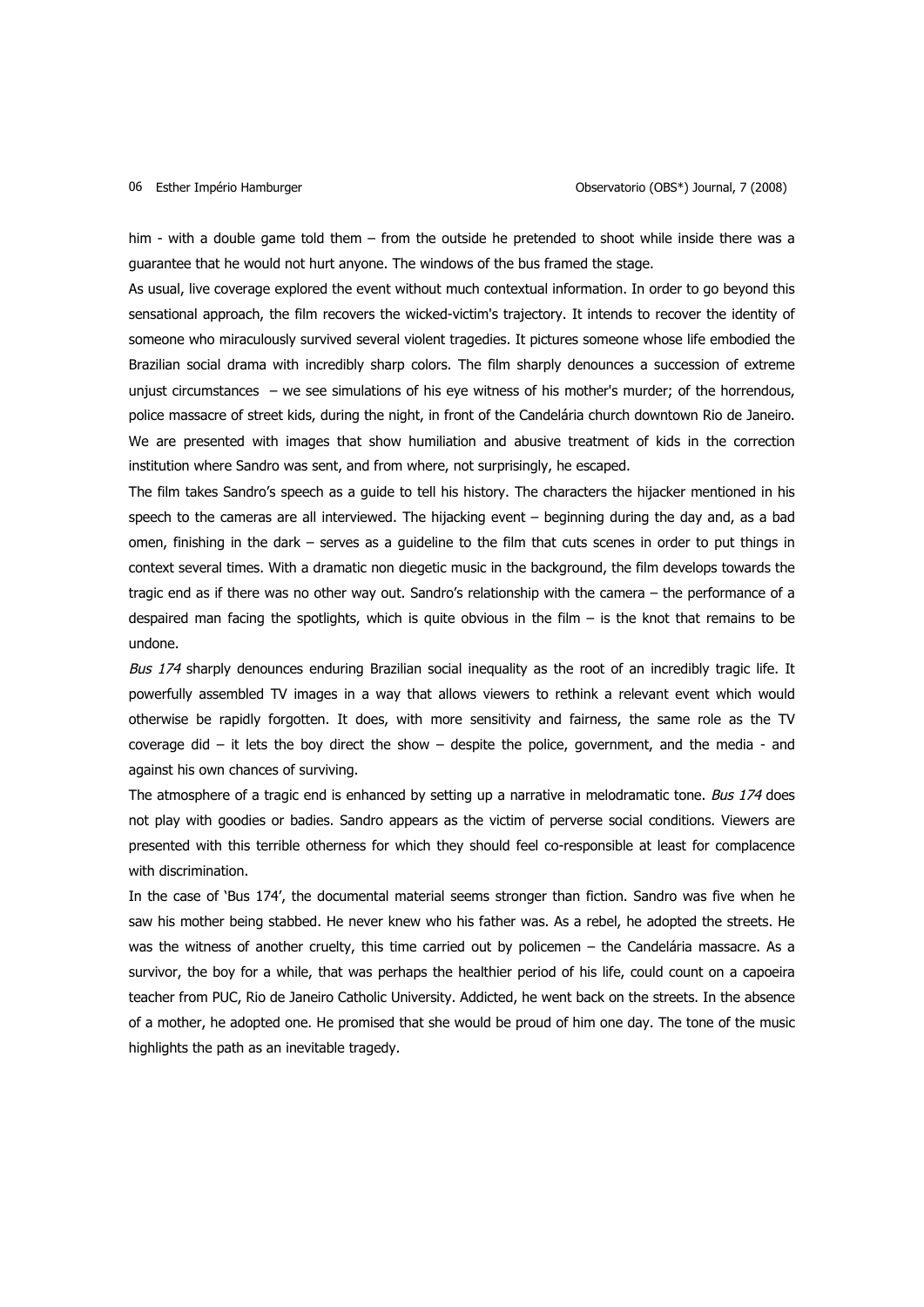him - with a double game told them – from the outside he pretended to shoot while inside there was a guarantee that he would not hurt anyone. The windows of the bus framed the stage.

As usual, live coverage explored the event without much contextual information. In order to go beyond this sensational approach, the film recovers the wicked-victim's trajectory. It intends to recover the identity of someone who miraculously survived several violent tragedies. It pictures someone whose life embodied the Brazilian social drama with incredibly sharp colors. The film sharply denounces a succession of extreme unjust circumstances – we see simulations of his eye witness of his mother's murder; of the horrendous, police massacre of street kids, during the night, in front of the Candelária church downtown Rio de Janeiro. We are presented with images that show humiliation and abusive treatment of kids in the correction institution where Sandro was sent, and from where, not surprisingly, he escaped.

The film takes Sandro's speech as a guide to tell his history. The characters the hijacker mentioned in his speech to the cameras are all interviewed. The hijacking event – beginning during the day and, as a bad omen, finishing in the dark – serves as a guideline to the film that cuts scenes in order to put things in context several times. With a dramatic non diegetic music in the background, the film develops towards the tragic end as if there was no other way out. Sandro's relationship with the camera – the performance of a despaired man facing the spotlights, which is quite obvious in the film – is the knot that remains to be undone.

*Bus 174* sharply denounces enduring Brazilian social inequality as the root of an incredibly tragic life. It powerfully assembled TV images in a way that allows viewers to rethink a relevant event which would otherwise be rapidly forgotten. It does, with more sensitivity and fairness, the same role as the TV coverage did – it lets the boy direct the show – despite the police, government, and the media - and against his own chances of surviving.

The atmosphere of a tragic end is enhanced by setting up a narrative in melodramatic tone. *Bus 174* does not play with goodies or badies. Sandro appears as the victim of perverse social conditions. Viewers are presented with this terrible otherness for which they should feel co-responsible at least for complacence with discrimination.

In the case of 'Bus 174', the documental material seems stronger than fiction. Sandro was five when he saw his mother being stabbed. He never knew who his father was. As a rebel, he adopted the streets. He was the witness of another cruelty, this time carried out by policemen – the Candelária massacre. As a survivor, the boy for a while, that was perhaps the healthier period of his life, could count on a capoeira teacher from PUC, Rio de Janeiro Catholic University. Addicted, he went back on the streets. In the absence of a mother, he adopted one. He promised that she would be proud of him one day. The tone of the music highlights the path as an inevitable tragedy.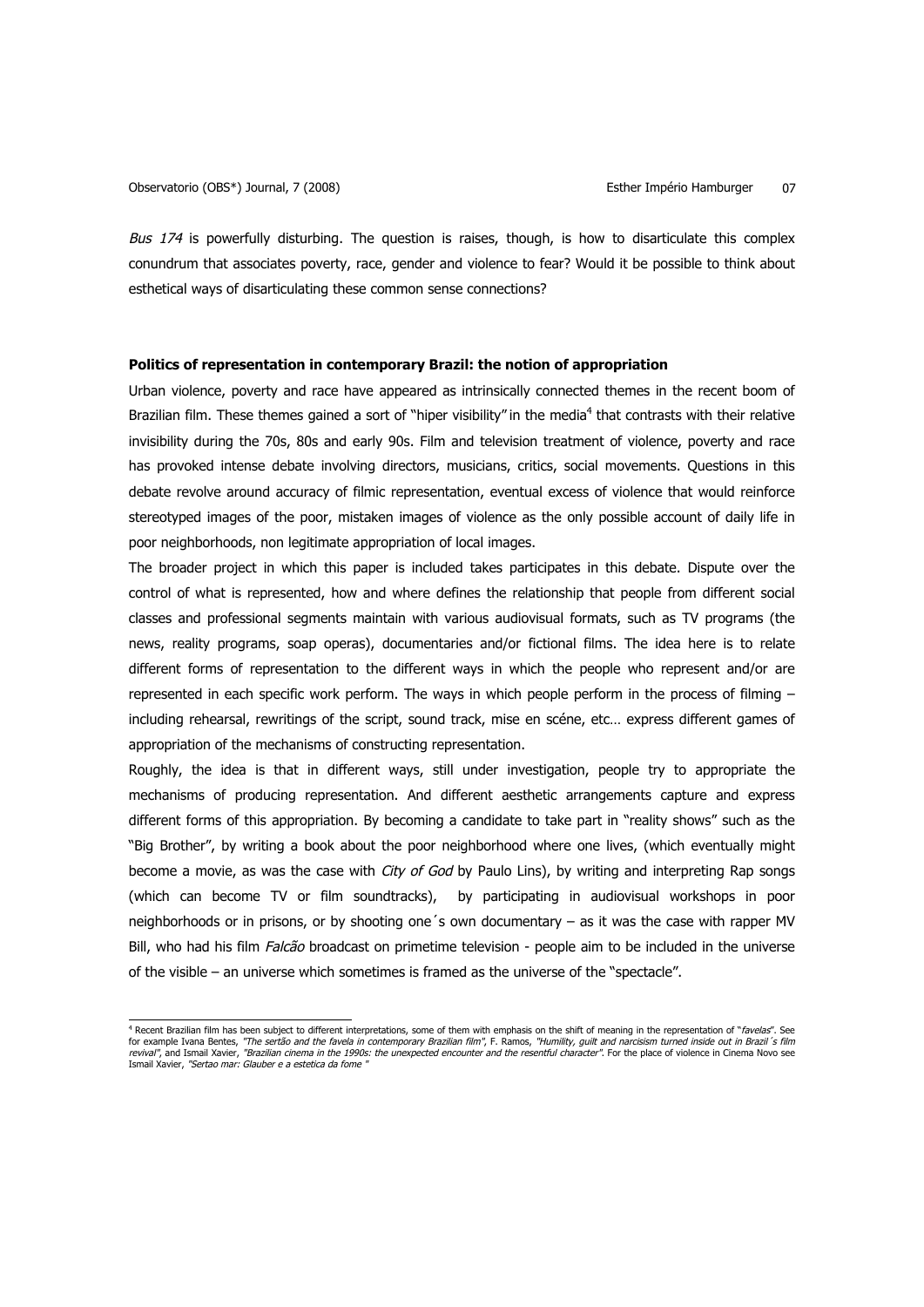*Bus 174* is powerfully disturbing. The question is raises, though, is how to disarticulate this complex conundrum that associates poverty, race, gender and violence to fear? Would it be possible to think about esthetical ways of disarticulating these common sense connections?

**Politics of representation in contemporary Brazil: the notion of appropriation**

Urban violence, poverty and race have appeared as intrinsically connected themes in the recent boom of Brazilian film. These themes gained a sort of "hiper visibility" in the media[4] that contrasts with their relative invisibility during the 70s, 80s and early 90s. Film and television treatment of violence, poverty and race has provoked intense debate involving directors, musicians, critics, social movements. Questions in this debate revolve around accuracy of filmic representation, eventual excess of violence that would reinforce stereotyped images of the poor, mistaken images of violence as the only possible account of daily life in poor neighborhoods, non legitimate appropriation of local images.

The broader project in which this paper is included takes participates in this debate. Dispute over the control of what is represented, how and where defines the relationship that people from different social classes and professional segments maintain with various audiovisual formats, such as TV programs (the news, reality programs, soap operas), documentaries and/or fictional films. The idea here is to relate different forms of representation to the different ways in which the people who represent and/or are represented in each specific work perform. The ways in which people perform in the process of filming – including rehearsal, rewritings of the script, sound track, mise en scéne, etc… express different games of appropriation of the mechanisms of constructing representation.

Roughly, the idea is that in different ways, still under investigation, people try to appropriate the mechanisms of producing representation. And different aesthetic arrangements capture and express different forms of this appropriation. By becoming a candidate to take part in "reality shows" such as the "Big Brother", by writing a book about the poor neighborhood where one lives, (which eventually might become a movie, as was the case with *City of God* by Paulo Lins), by writing and interpreting Rap songs (which can become TV or film soundtracks), by participating in audiovisual workshops in poor neighborhoods or in prisons, or by shooting one´s own documentary – as it was the case with rapper MV Bill, who had his film *Falcão* broadcast on primetime television - people aim to be included in the universe of the visible – an universe which sometimes is framed as the universe of the "spectacle".

---

[4] Recent Brazilian film has been subject to different interpretations, some of them with emphasis on the shift of meaning in the representation of "*favelas*". See for example Ivana Bentes, *"The sertão and the favela in contemporary Brazilian film"*, F. Ramos, *"Humility, guilt and narcisism turned inside out in Brazil´s film revival"*, and Ismail Xavier, *"Brazilian cinema in the 1990s: the unexpected encounter and the resentful character"*. For the place of violence in Cinema Novo see Ismail Xavier, *"Sertao mar: Glauber e a estetica da fome "*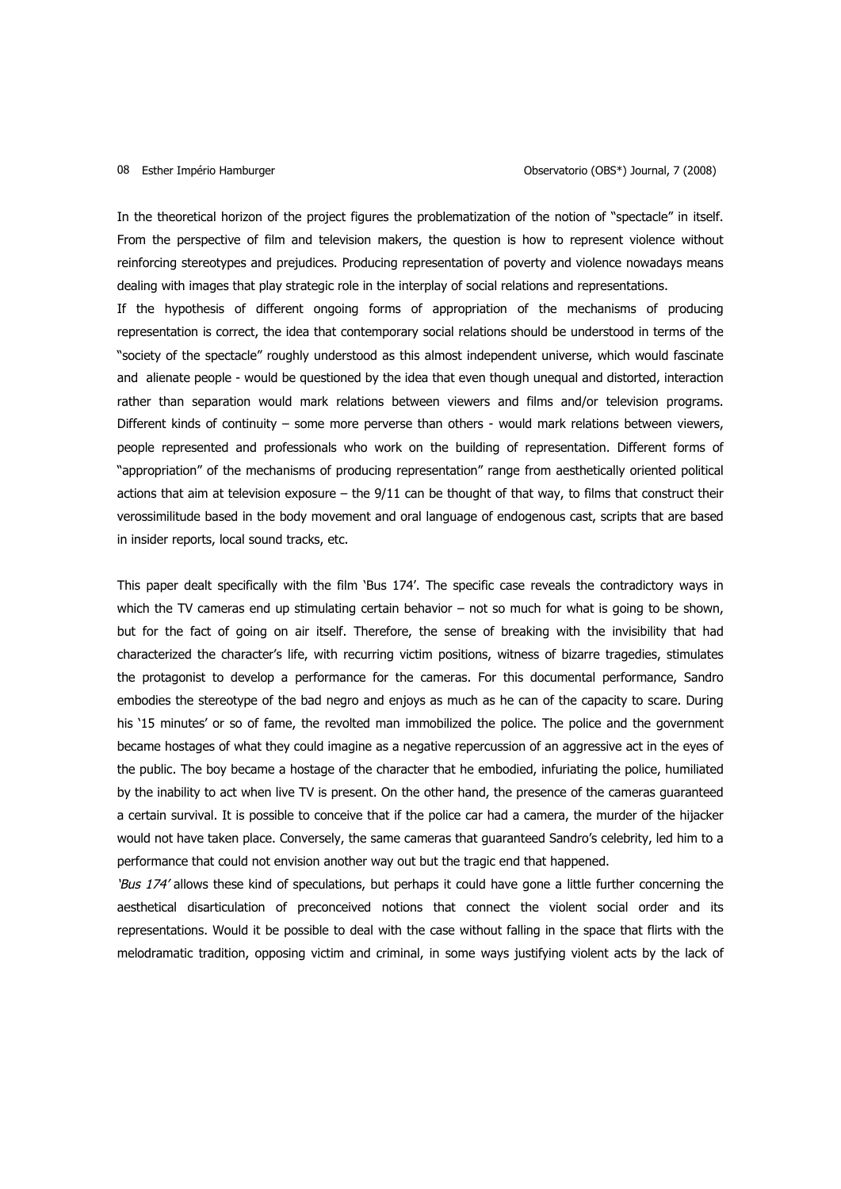In the theoretical horizon of the project figures the problematization of the notion of "spectacle" in itself. From the perspective of film and television makers, the question is how to represent violence without reinforcing stereotypes and prejudices. Producing representation of poverty and violence nowadays means dealing with images that play strategic role in the interplay of social relations and representations.

If the hypothesis of different ongoing forms of appropriation of the mechanisms of producing representation is correct, the idea that contemporary social relations should be understood in terms of the "society of the spectacle" roughly understood as this almost independent universe, which would fascinate and alienate people - would be questioned by the idea that even though unequal and distorted, interaction rather than separation would mark relations between viewers and films and/or television programs. Different kinds of continuity – some more perverse than others - would mark relations between viewers, people represented and professionals who work on the building of representation. Different forms of "appropriation" of the mechanisms of producing representation" range from aesthetically oriented political actions that aim at television exposure – the 9/11 can be thought of that way, to films that construct their verossimilitude based in the body movement and oral language of endogenous cast, scripts that are based in insider reports, local sound tracks, etc.

This paper dealt specifically with the film 'Bus 174'. The specific case reveals the contradictory ways in which the TV cameras end up stimulating certain behavior – not so much for what is going to be shown, but for the fact of going on air itself. Therefore, the sense of breaking with the invisibility that had characterized the character's life, with recurring victim positions, witness of bizarre tragedies, stimulates the protagonist to develop a performance for the cameras. For this documental performance, Sandro embodies the stereotype of the bad negro and enjoys as much as he can of the capacity to scare. During his '15 minutes' or so of fame, the revolted man immobilized the police. The police and the government became hostages of what they could imagine as a negative repercussion of an aggressive act in the eyes of the public. The boy became a hostage of the character that he embodied, infuriating the police, humiliated by the inability to act when live TV is present. On the other hand, the presence of the cameras guaranteed a certain survival. It is possible to conceive that if the police car had a camera, the murder of the hijacker would not have taken place. Conversely, the same cameras that guaranteed Sandro's celebrity, led him to a performance that could not envision another way out but the tragic end that happened.

*'Bus 174'* allows these kind of speculations, but perhaps it could have gone a little further concerning the aesthetical disarticulation of preconceived notions that connect the violent social order and its representations. Would it be possible to deal with the case without falling in the space that flirts with the melodramatic tradition, opposing victim and criminal, in some ways justifying violent acts by the lack of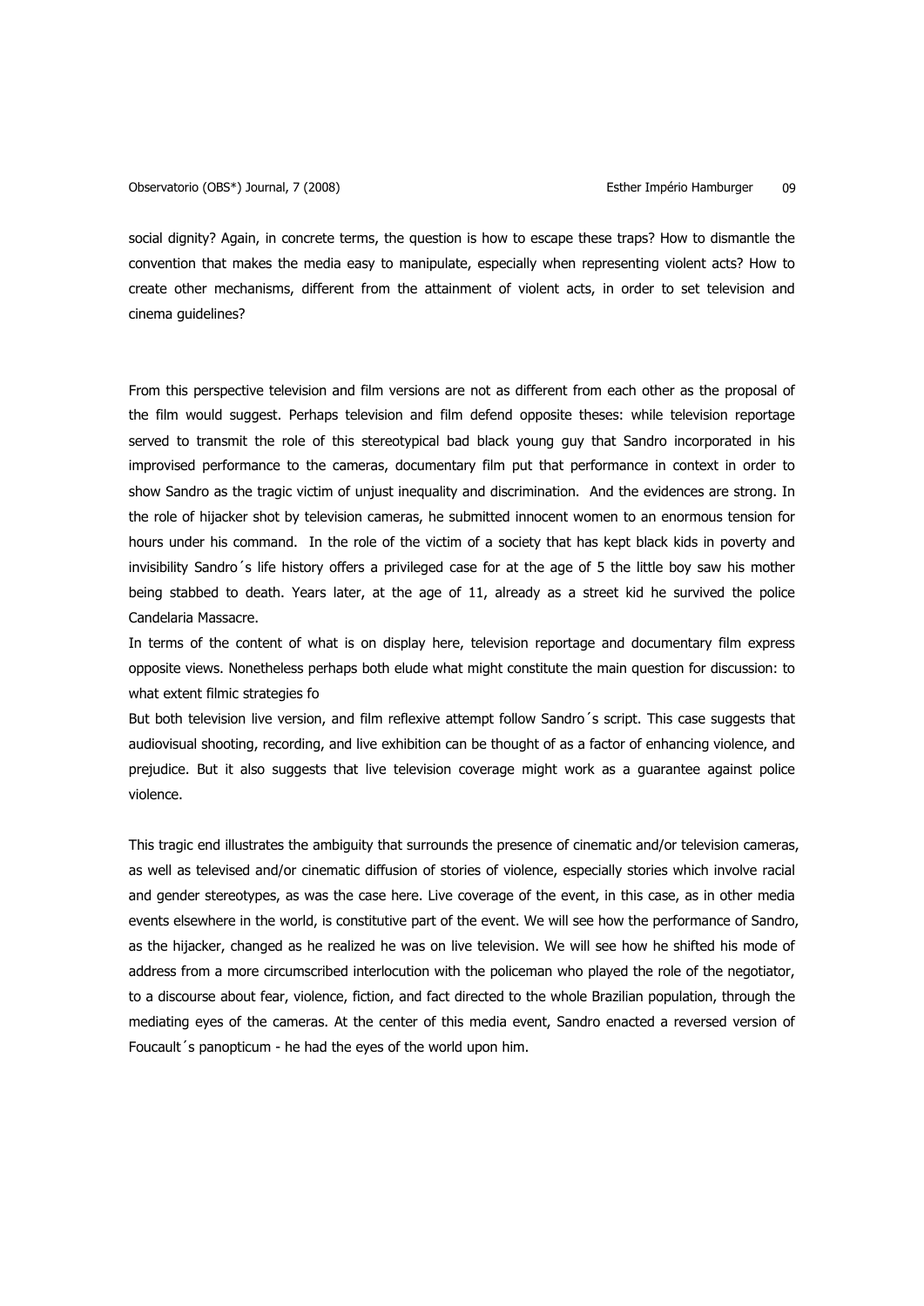social dignity? Again, in concrete terms, the question is how to escape these traps? How to dismantle the convention that makes the media easy to manipulate, especially when representing violent acts? How to create other mechanisms, different from the attainment of violent acts, in order to set television and cinema guidelines?

From this perspective television and film versions are not as different from each other as the proposal of the film would suggest. Perhaps television and film defend opposite theses: while television reportage served to transmit the role of this stereotypical bad black young guy that Sandro incorporated in his improvised performance to the cameras, documentary film put that performance in context in order to show Sandro as the tragic victim of unjust inequality and discrimination. And the evidences are strong. In the role of hijacker shot by television cameras, he submitted innocent women to an enormous tension for hours under his command. In the role of the victim of a society that has kept black kids in poverty and invisibility Sandro´s life history offers a privileged case for at the age of 5 the little boy saw his mother being stabbed to death. Years later, at the age of 11, already as a street kid he survived the police Candelaria Massacre.

In terms of the content of what is on display here, television reportage and documentary film express opposite views. Nonetheless perhaps both elude what might constitute the main question for discussion: to what extent filmic strategies fo

But both television live version, and film reflexive attempt follow Sandro´s script. This case suggests that audiovisual shooting, recording, and live exhibition can be thought of as a factor of enhancing violence, and prejudice. But it also suggests that live television coverage might work as a guarantee against police violence.

This tragic end illustrates the ambiguity that surrounds the presence of cinematic and/or television cameras, as well as televised and/or cinematic diffusion of stories of violence, especially stories which involve racial and gender stereotypes, as was the case here. Live coverage of the event, in this case, as in other media events elsewhere in the world, is constitutive part of the event. We will see how the performance of Sandro, as the hijacker, changed as he realized he was on live television. We will see how he shifted his mode of address from a more circumscribed interlocution with the policeman who played the role of the negotiator, to a discourse about fear, violence, fiction, and fact directed to the whole Brazilian population, through the mediating eyes of the cameras. At the center of this media event, Sandro enacted a reversed version of Foucault´s panopticum - he had the eyes of the world upon him.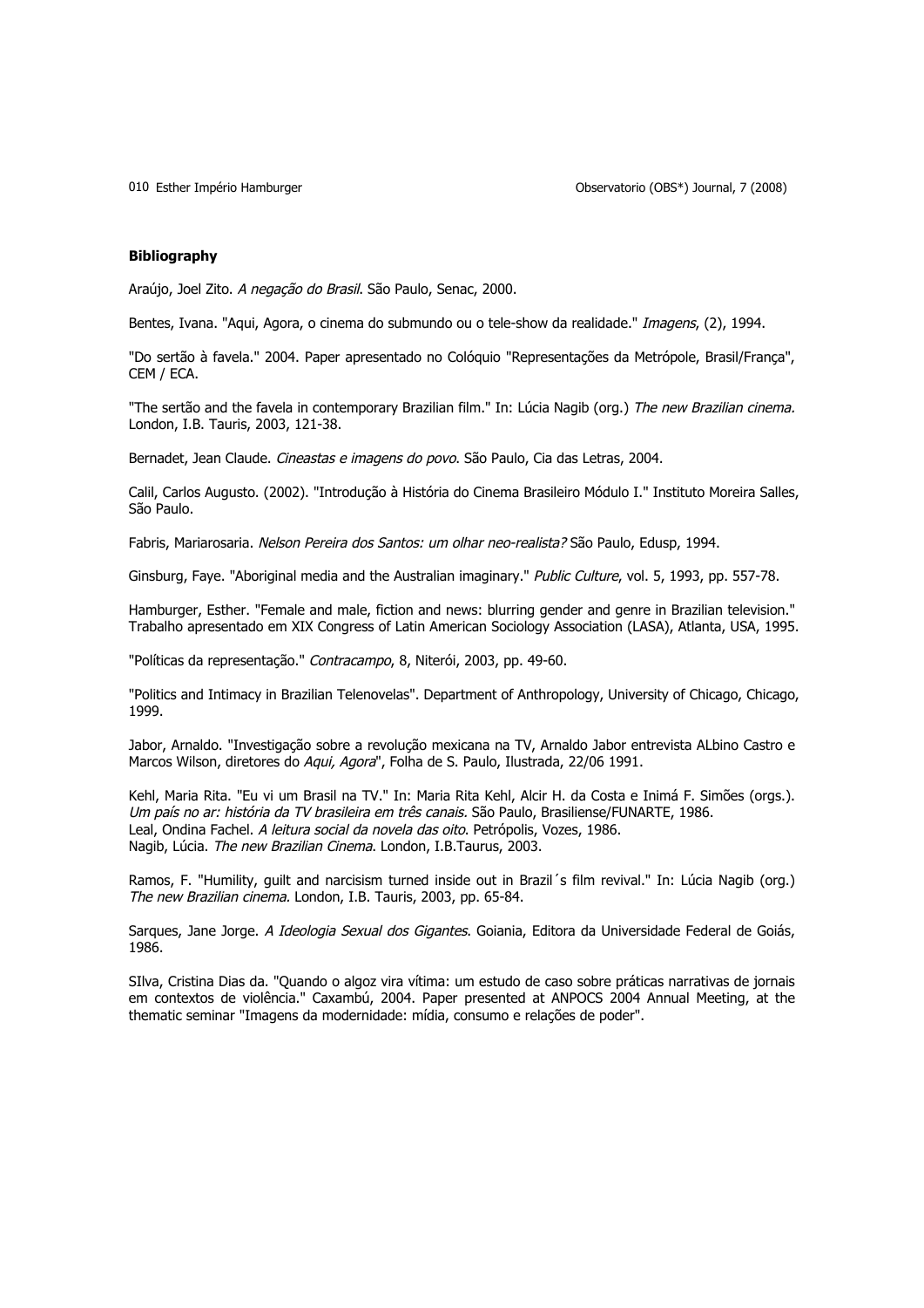**Bibliography**

Araújo, Joel Zito. *A negação do Brasil*. São Paulo, Senac, 2000.

Bentes, Ivana. "Aqui, Agora, o cinema do submundo ou o tele-show da realidade." *Imagens*, (2), 1994.

"Do sertão à favela." 2004. Paper apresentado no Colóquio "Representações da Metrópole, Brasil/França", CEM / ECA.

"The sertão and the favela in contemporary Brazilian film." In: Lúcia Nagib (org.) *The new Brazilian cinema.* London, I.B. Tauris, 2003, 121-38.

Bernadet, Jean Claude. *Cineastas e imagens do povo*. São Paulo, Cia das Letras, 2004.

Calil, Carlos Augusto. (2002). "Introdução à História do Cinema Brasileiro Módulo I." Instituto Moreira Salles, São Paulo.

Fabris, Mariarosaria. *Nelson Pereira dos Santos: um olhar neo-realista?* São Paulo, Edusp, 1994.

Ginsburg, Faye. "Aboriginal media and the Australian imaginary." *Public Culture*, vol. 5, 1993, pp. 557-78.

Hamburger, Esther. "Female and male, fiction and news: blurring gender and genre in Brazilian television." Trabalho apresentado em XIX Congress of Latin American Sociology Association (LASA), Atlanta, USA, 1995.

"Políticas da representação." *Contracampo*, 8, Niterói, 2003, pp. 49-60.

"Politics and Intimacy in Brazilian Telenovelas". Department of Anthropology, University of Chicago, Chicago, 1999.

Jabor, Arnaldo. "Investigação sobre a revolução mexicana na TV, Arnaldo Jabor entrevista ALbino Castro e Marcos Wilson, diretores do *Aqui, Agora*", Folha de S. Paulo, Ilustrada, 22/06 1991.

Kehl, Maria Rita. "Eu vi um Brasil na TV." In: Maria Rita Kehl, Alcir H. da Costa e Inimá F. Simões (orgs.). *Um país no ar: história da TV brasileira em três canais.* São Paulo, Brasiliense/FUNARTE, 1986.
Leal, Ondina Fachel. *A leitura social da novela das oito*. Petrópolis, Vozes, 1986.
Nagib, Lúcia. *The new Brazilian Cinema*. London, I.B.Taurus, 2003.

Ramos, F. "Humility, guilt and narcisism turned inside out in Brazil´s film revival." In: Lúcia Nagib (org.) *The new Brazilian cinema*. London, I.B. Tauris, 2003, pp. 65-84.

Sarques, Jane Jorge. *A Ideologia Sexual dos Gigantes*. Goiania, Editora da Universidade Federal de Goiás, 1986.

SIlva, Cristina Dias da. "Quando o algoz vira vítima: um estudo de caso sobre práticas narrativas de jornais em contextos de violência." Caxambú, 2004. Paper presented at ANPOCS 2004 Annual Meeting, at the thematic seminar "Imagens da modernidade: mídia, consumo e relações de poder".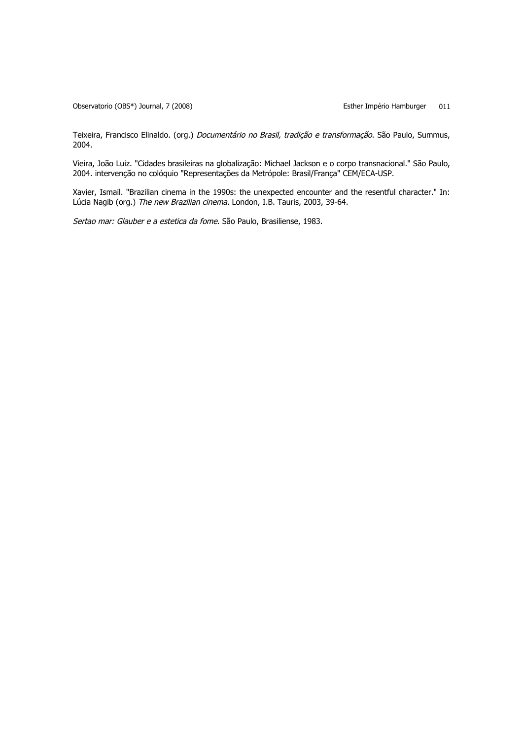Teixeira, Francisco Elinaldo. (org.) *Documentário no Brasil, tradição e transformação*. São Paulo, Summus, 2004.

Vieira, João Luiz. "Cidades brasileiras na globalização: Michael Jackson e o corpo transnacional." São Paulo, 2004. intervenção no colóquio "Representações da Metrópole: Brasil/França" CEM/ECA-USP.

Xavier, Ismail. "Brazilian cinema in the 1990s: the unexpected encounter and the resentful character." In: Lúcia Nagib (org.) *The new Brazilian cinema.* London, I.B. Tauris, 2003, 39-64.

*Sertao mar: Glauber e a estetica da fome*. São Paulo, Brasiliense, 1983.